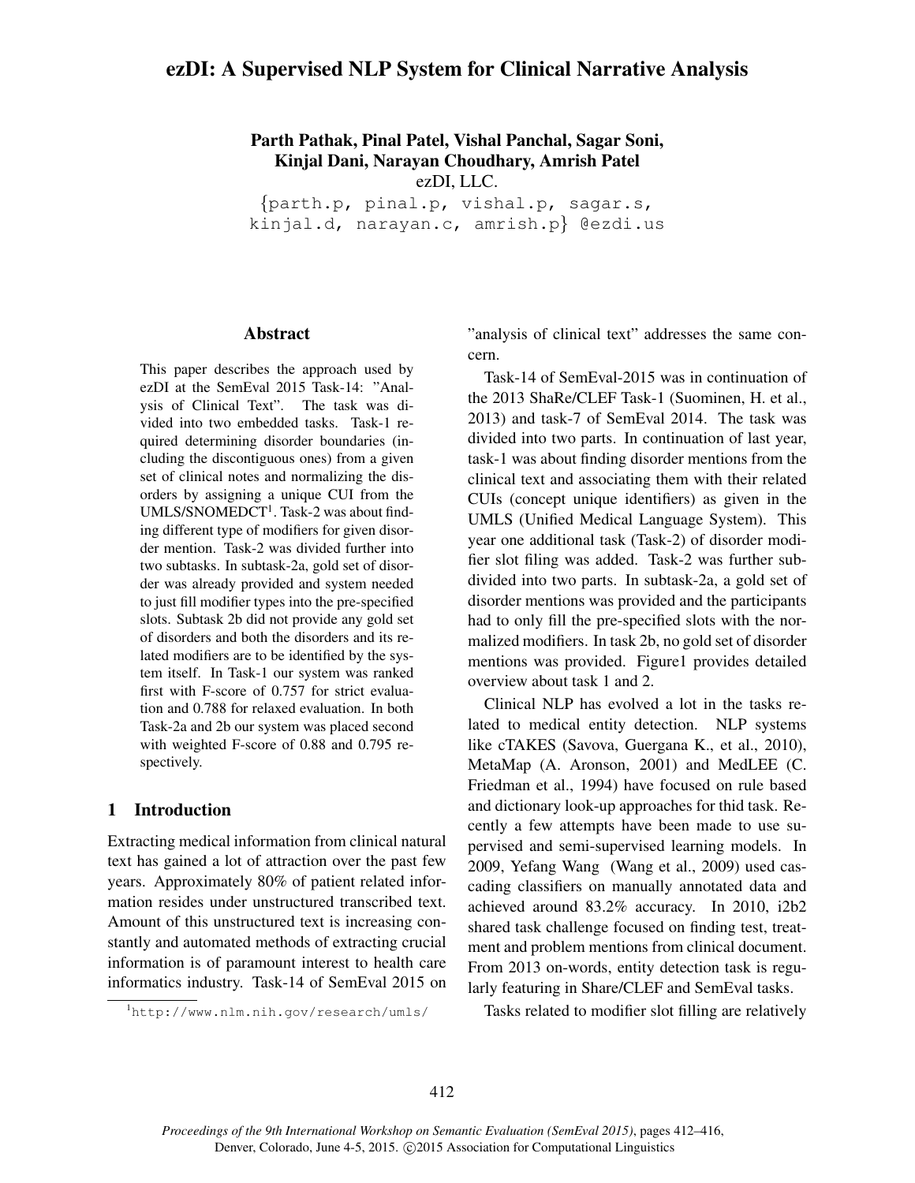# ezDI: A Supervised NLP System for Clinical Narrative Analysis

**Parth Pathak, Pinal Patel, Vishal Panchal, Sagar Soni, Kinjal Dani, Narayan Choudhary, Amrish Patel**

ezDI, LLC.

{parth.p, pinal.p, vishal.p, sagar.s, kinjal.d, narayan.c, amrish.p} @ezdi.us

## Abstract

This paper describes the approach used by ezDI at the SemEval 2015 Task-14: "Analysis of Clinical Text". The task was divided into two embedded tasks. Task-1 required determining disorder boundaries (including the discontiguous ones) from a given set of clinical notes and normalizing the disorders by assigning a unique CUI from the UMLS/SNOMEDCT[1]. Task-2 was about finding different type of modifiers for given disorder mention. Task-2 was divided further into two subtasks. In subtask-2a, gold set of disorder was already provided and system needed to just fill modifier types into the pre-specified slots. Subtask 2b did not provide any gold set of disorders and both the disorders and its related modifiers are to be identified by the system itself. In Task-1 our system was ranked first with F-score of 0.757 for strict evaluation and 0.788 for relaxed evaluation. In both Task-2a and 2b our system was placed second with weighted F-score of 0.88 and 0.795 respectively.

## 1 Introduction

Extracting medical information from clinical natural text has gained a lot of attraction over the past few years. Approximately 80% of patient related information resides under unstructured transcribed text. Amount of this unstructured text is increasing constantly and automated methods of extracting crucial information is of paramount interest to health care informatics industry. Task-14 of SemEval 2015 on "analysis of clinical text" addresses the same concern.

Task-14 of SemEval-2015 was in continuation of the 2013 ShaRe/CLEF Task-1 (Suominen, H. et al., 2013) and task-7 of SemEval 2014. The task was divided into two parts. In continuation of last year, task-1 was about finding disorder mentions from the clinical text and associating them with their related CUIs (concept unique identifiers) as given in the UMLS (Unified Medical Language System). This year one additional task (Task-2) of disorder modifier slot filing was added. Task-2 was further subdivided into two parts. In subtask-2a, a gold set of disorder mentions was provided and the participants had to only fill the pre-specified slots with the normalized modifiers. In task 2b, no gold set of disorder mentions was provided. Figure1 provides detailed overview about task 1 and 2.

Clinical NLP has evolved a lot in the tasks related to medical entity detection. NLP systems like cTAKES (Savova, Guergana K., et al., 2010), MetaMap (A. Aronson, 2001) and MedLEE (C. Friedman et al., 1994) have focused on rule based and dictionary look-up approaches for thid task. Recently a few attempts have been made to use supervised and semi-supervised learning models. In 2009, Yefang Wang (Wang et al., 2009) used cascading classifiers on manually annotated data and achieved around 83.2% accuracy. In 2010, i2b2 shared task challenge focused on finding test, treatment and problem mentions from clinical document. From 2013 on-words, entity detection task is regularly featuring in Share/CLEF and SemEval tasks.

Tasks related to modifier slot filling are relatively

[1] http://www.nlm.nih.gov/research/umls/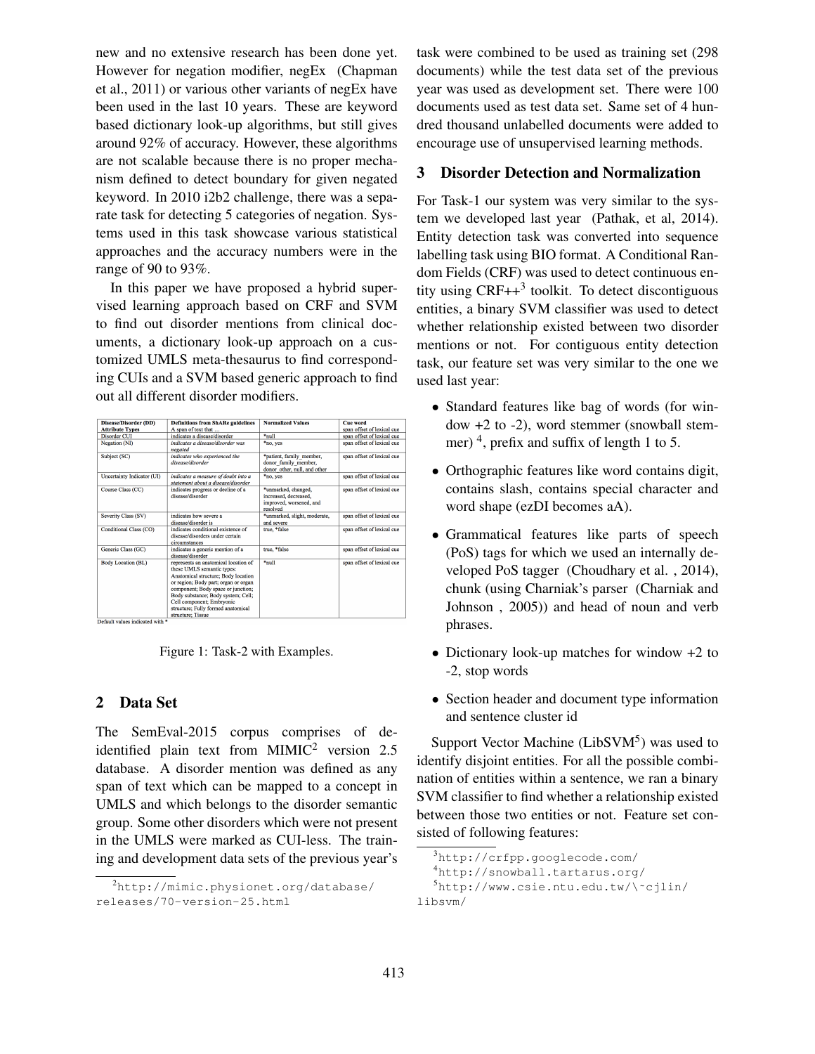new and no extensive research has been done yet. However for negation modifier, negEx (Chapman et al., 2011) or various other variants of negEx have been used in the last 10 years. These are keyword based dictionary look-up algorithms, but still gives around 92% of accuracy. However, these algorithms are not scalable because there is no proper mechanism defined to detect boundary for given negated keyword. In 2010 i2b2 challenge, there was a separate task for detecting 5 categories of negation. Systems used in this task showcase various statistical approaches and the accuracy numbers were in the range of 90 to 93%.

In this paper we have proposed a hybrid supervised learning approach based on CRF and SVM to find out disorder mentions from clinical documents, a dictionary look-up approach on a customized UMLS meta-thesaurus to find corresponding CUIs and a SVM based generic approach to find out all different disorder modifiers.

| Disease/Disorder (DD) Attribute Types | Definitions from ShARe guidelines A span of text that … | Normalized Values | Cue word span offset of lexical cue |
|---|---|---|---|
| Disorder CUI | indicates a disease/disorder | *null | span offset of lexical cue |
| Negation (NI) | *indicates a disease/disorder was negated* | *no, yes | span offset of lexical cue |
| Subject (SC) | *indicates who experienced the disease/disorder* | *patient, family_member, donor_family_member, donor_other, null, and other | span offset of lexical cue |
| Uncertainty Indicator (UI) | *indicates a measure of doubt into a statement about a disease/disorder* | *no, yes | span offset of lexical cue |
| Course Class (CC) | indicates progress or decline of a disease/disorder | *unmarked, changed, increased, decreased, improved, worsened, and resolved | span offset of lexical cue |
| Severity Class (SV) | indicates how severe a disease/disorder is | *unmarked, slight, moderate, and severe | span offset of lexical cue |
| Conditional Class (CO) | indicates conditional existence of disease/disorders under certain circumstances | true, *false | span offset of lexical cue |
| Generic Class (GC) | indicates a generic mention of a disease/disorder | true, *false | span offset of lexical cue |
| Body Location (BL) | represents an anatomical location of these UMLS semantic types: Anatomical structure; Body location or region; Body part; organ or organ component; Body space or junction; Body substance; Body system; Cell; Cell component; Embryonic structure; Fully formed anatomical structure; Tissue | *null | span offset of lexical cue |

Default values indicated with *

Figure 1: Task-2 with Examples.

## 2 Data Set

The SemEval-2015 corpus comprises of de-identified plain text from MIMIC[2] version 2.5 database. A disorder mention was defined as any span of text which can be mapped to a concept in UMLS and which belongs to the disorder semantic group. Some other disorders which were not present in the UMLS were marked as CUI-less. The training and development data sets of the previous year's task were combined to be used as training set (298 documents) while the test data set of the previous year was used as development set. There were 100 documents used as test data set. Same set of 4 hundred thousand unlabelled documents were added to encourage use of unsupervised learning methods.

## 3 Disorder Detection and Normalization

For Task-1 our system was very similar to the system we developed last year (Pathak, et al, 2014). Entity detection task was converted into sequence labelling task using BIO format. A Conditional Random Fields (CRF) was used to detect continuous entity using CRF++[3] toolkit. To detect discontiguous entities, a binary SVM classifier was used to detect whether relationship existed between two disorder mentions or not. For contiguous entity detection task, our feature set was very similar to the one we used last year:

- Standard features like bag of words (for window +2 to -2), word stemmer (snowball stemmer) [4], prefix and suffix of length 1 to 5.
- Orthographic features like word contains digit, contains slash, contains special character and word shape (ezDI becomes aA).
- Grammatical features like parts of speech (PoS) tags for which we used an internally developed PoS tagger (Choudhary et al. , 2014), chunk (using Charniak's parser (Charniak and Johnson , 2005)) and head of noun and verb phrases.
- Dictionary look-up matches for window +2 to -2, stop words
- Section header and document type information and sentence cluster id

Support Vector Machine (LibSVM[5]) was used to identify disjoint entities. For all the possible combination of entities within a sentence, we ran a binary SVM classifier to find whether a relationship existed between those two entities or not. Feature set consisted of following features:

[2] http://mimic.physionet.org/database/releases/70-version-25.html

[3] http://crfpp.googlecode.com/

[4] http://snowball.tartarus.org/

[5] http://www.csie.ntu.edu.tw/\~cjlin/libsvm/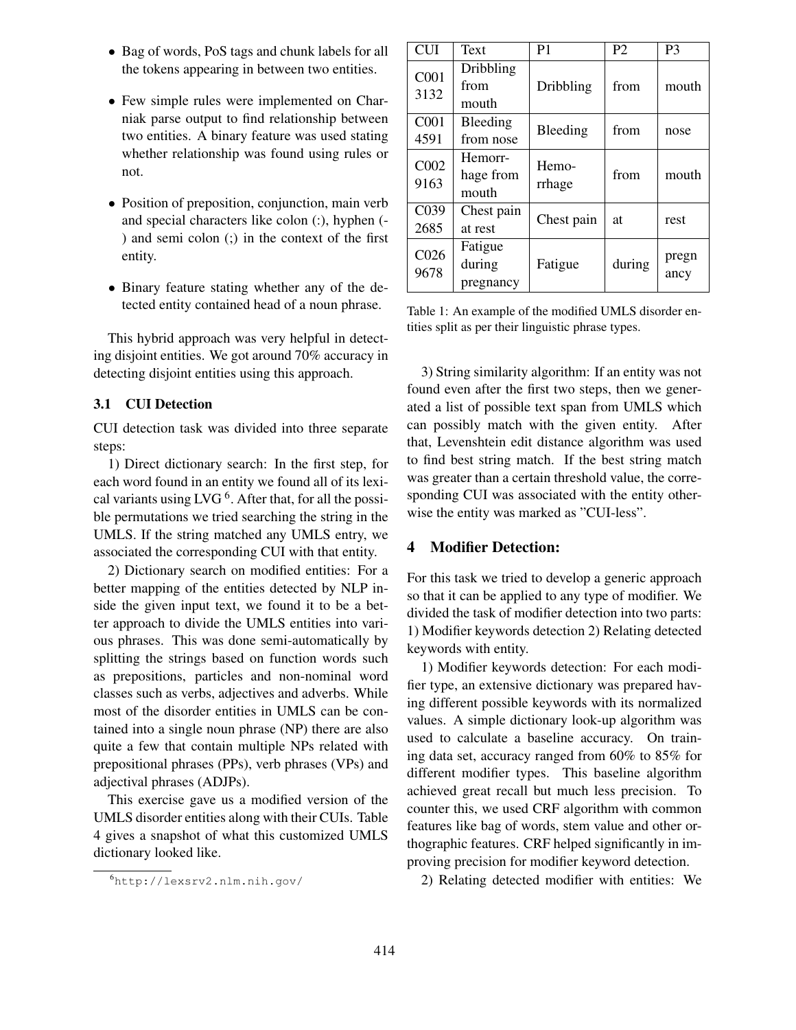- Bag of words, PoS tags and chunk labels for all the tokens appearing in between two entities.
- Few simple rules were implemented on Charniak parse output to find relationship between two entities. A binary feature was used stating whether relationship was found using rules or not.
- Position of preposition, conjunction, main verb and special characters like colon (:), hyphen (-) and semi colon (;) in the context of the first entity.
- Binary feature stating whether any of the detected entity contained head of a noun phrase.

This hybrid approach was very helpful in detecting disjoint entities. We got around 70% accuracy in detecting disjoint entities using this approach.

### 3.1 CUI Detection

CUI detection task was divided into three separate steps:

1) Direct dictionary search: In the first step, for each word found in an entity we found all of its lexical variants using LVG [6]. After that, for all the possible permutations we tried searching the string in the UMLS. If the string matched any UMLS entry, we associated the corresponding CUI with that entity.

2) Dictionary search on modified entities: For a better mapping of the entities detected by NLP inside the given input text, we found it to be a better approach to divide the UMLS entities into various phrases. This was done semi-automatically by splitting the strings based on function words such as prepositions, particles and non-nominal word classes such as verbs, adjectives and adverbs. While most of the disorder entities in UMLS can be contained into a single noun phrase (NP) there are also quite a few that contain multiple NPs related with prepositional phrases (PPs), verb phrases (VPs) and adjectival phrases (ADJPs).

This exercise gave us a modified version of the UMLS disorder entities along with their CUIs. Table 4 gives a snapshot of what this customized UMLS dictionary looked like.

[6] http://lexsrv2.nlm.nih.gov/

| CUI | Text | P1 | P2 | P3 |
|---|---|---|---|---|
| C0013132 | Dribbling from mouth | Dribbling | from | mouth |
| C0014591 | Bleeding from nose | Bleeding | from | nose |
| C0029163 | Hemorrhage from mouth | Hemorrhage | from | mouth |
| C0392685 | Chest pain at rest | Chest pain | at | rest |
| C0269678 | Fatigue during pregnancy | Fatigue | during | pregnancy |

Table 1: An example of the modified UMLS disorder entities split as per their linguistic phrase types.

3) String similarity algorithm: If an entity was not found even after the first two steps, then we generated a list of possible text span from UMLS which can possibly match with the given entity. After that, Levenshtein edit distance algorithm was used to find best string match. If the best string match was greater than a certain threshold value, the corresponding CUI was associated with the entity otherwise the entity was marked as "CUI-less".

## 4 Modifier Detection:

For this task we tried to develop a generic approach so that it can be applied to any type of modifier. We divided the task of modifier detection into two parts: 1) Modifier keywords detection 2) Relating detected keywords with entity.

1) Modifier keywords detection: For each modifier type, an extensive dictionary was prepared having different possible keywords with its normalized values. A simple dictionary look-up algorithm was used to calculate a baseline accuracy. On training data set, accuracy ranged from 60% to 85% for different modifier types. This baseline algorithm achieved great recall but much less precision. To counter this, we used CRF algorithm with common features like bag of words, stem value and other orthographic features. CRF helped significantly in improving precision for modifier keyword detection.

2) Relating detected modifier with entities: We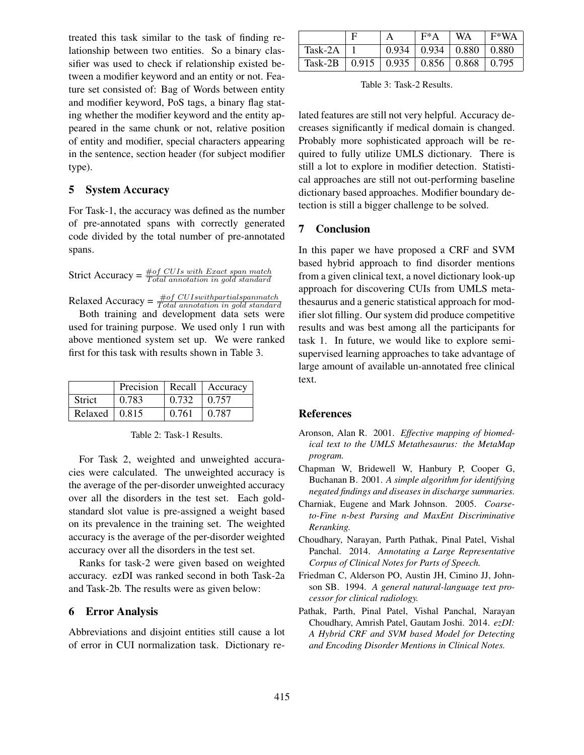treated this task similar to the task of finding relationship between two entities. So a binary classifier was used to check if relationship existed between a modifier keyword and an entity or not. Feature set consisted of: Bag of Words between entity and modifier keyword, PoS tags, a binary flag stating whether the modifier keyword and the entity appeared in the same chunk or not, relative position of entity and modifier, special characters appearing in the sentence, section header (for subject modifier type).

## 5 System Accuracy

For Task-1, the accuracy was defined as the number of pre-annotated spans with correctly generated code divided by the total number of pre-annotated spans.

Strict Accuracy = $\frac{\#of\ CUIs\ with\ Exact\ span\ match}{Total\ annotation\ in\ gold\ standard}$

Relaxed Accuracy = $\frac{\#of\ CUIswithpartialspanmatch}{Total\ annotation\ in\ gold\ standard}$

Both training and development data sets were used for training purpose. We used only 1 run with above mentioned system set up. We were ranked first for this task with results shown in Table 3.

| | Precision | Recall | Accuracy |
|---|---|---|---|
| Strict | 0.783 | 0.732 | 0.757 |
| Relaxed | 0.815 | 0.761 | 0.787 |

Table 2: Task-1 Results.

For Task 2, weighted and unweighted accuracies were calculated. The unweighted accuracy is the average of the per-disorder unweighted accuracy over all the disorders in the test set. Each gold-standard slot value is pre-assigned a weight based on its prevalence in the training set. The weighted accuracy is the average of the per-disorder weighted accuracy over all the disorders in the test set.

Ranks for task-2 were given based on weighted accuracy. ezDI was ranked second in both Task-2a and Task-2b. The results were as given below:

| | F | A | F*A | WA | F*WA |
|---|---|---|---|---|---|
| Task-2A | 1 | 0.934 | 0.934 | 0.880 | 0.880 |
| Task-2B | 0.915 | 0.935 | 0.856 | 0.868 | 0.795 |

Table 3: Task-2 Results.

## 6 Error Analysis

Abbreviations and disjoint entities still cause a lot of error in CUI normalization task. Dictionary related features are still not very helpful. Accuracy decreases significantly if medical domain is changed. Probably more sophisticated approach will be required to fully utilize UMLS dictionary. There is still a lot to explore in modifier detection. Statistical approaches are still not out-performing baseline dictionary based approaches. Modifier boundary detection is still a bigger challenge to be solved.

## 7 Conclusion

In this paper we have proposed a CRF and SVM based hybrid approach to find disorder mentions from a given clinical text, a novel dictionary look-up approach for discovering CUIs from UMLS metathesaurus and a generic statistical approach for modifier slot filling. Our system did produce competitive results and was best among all the participants for task 1. In future, we would like to explore semi-supervised learning approaches to take advantage of large amount of available un-annotated free clinical text.

## References

Aronson, Alan R. 2001. *Effective mapping of biomedical text to the UMLS Metathesaurus: the MetaMap program.*

Chapman W, Bridewell W, Hanbury P, Cooper G, Buchanan B. 2001. *A simple algorithm for identifying negated findings and diseases in discharge summaries.*

Charniak, Eugene and Mark Johnson. 2005. *Coarse-to-Fine n-best Parsing and MaxEnt Discriminative Reranking.*

Choudhary, Narayan, Parth Pathak, Pinal Patel, Vishal Panchal. 2014. *Annotating a Large Representative Corpus of Clinical Notes for Parts of Speech.*

Friedman C, Alderson PO, Austin JH, Cimino JJ, Johnson SB. 1994. *A general natural-language text processor for clinical radiology.*

Pathak, Parth, Pinal Patel, Vishal Panchal, Narayan Choudhary, Amrish Patel, Gautam Joshi. 2014. *ezDI: A Hybrid CRF and SVM based Model for Detecting and Encoding Disorder Mentions in Clinical Notes.*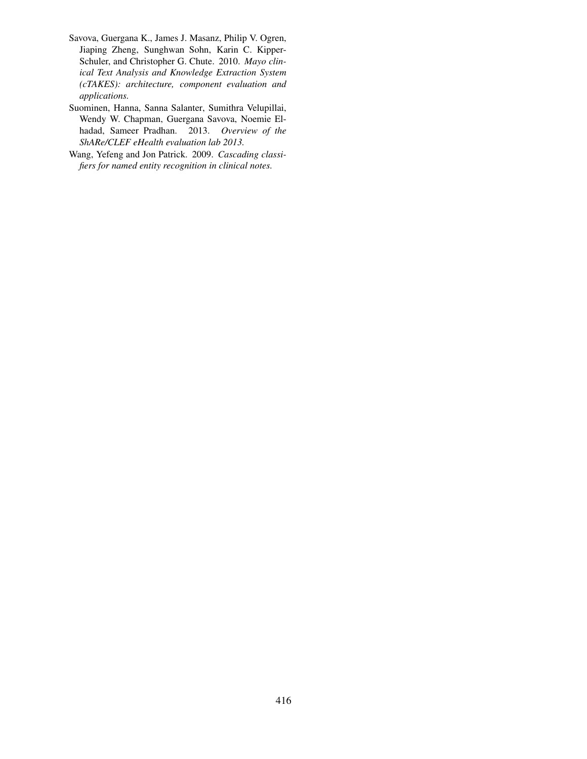Savova, Guergana K., James J. Masanz, Philip V. Ogren, Jiaping Zheng, Sunghwan Sohn, Karin C. Kipper-Schuler, and Christopher G. Chute. 2010. *Mayo clinical Text Analysis and Knowledge Extraction System (cTAKES): architecture, component evaluation and applications.*

Suominen, Hanna, Sanna Salanter, Sumithra Velupillai, Wendy W. Chapman, Guergana Savova, Noemie Elhadad, Sameer Pradhan. 2013. *Overview of the ShARe/CLEF eHealth evaluation lab 2013.*

Wang, Yefeng and Jon Patrick. 2009. *Cascading classifiers for named entity recognition in clinical notes.*